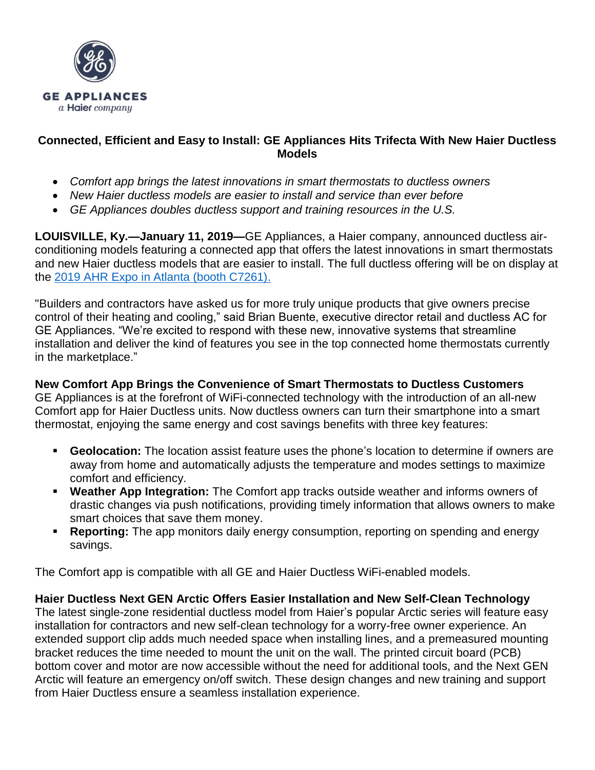GE APPLIANCES
a Haier company

# Connected, Efficient and Easy to Install: GE Appliances Hits Trifecta With New Haier Ductless Models

- *Comfort app brings the latest innovations in smart thermostats to ductless owners*
- *New Haier ductless models are easier to install and service than ever before*
- *GE Appliances doubles ductless support and training resources in the U.S.*

**LOUISVILLE, Ky.—January 11, 2019—**GE Appliances, a Haier company, announced ductless air-conditioning models featuring a connected app that offers the latest innovations in smart thermostats and new Haier ductless models that are easier to install. The full ductless offering will be on display at the [2019 AHR Expo in Atlanta (booth C7261).]

"Builders and contractors have asked us for more truly unique products that give owners precise control of their heating and cooling," said Brian Buente, executive director retail and ductless AC for GE Appliances. "We're excited to respond with these new, innovative systems that streamline installation and deliver the kind of features you see in the top connected home thermostats currently in the marketplace."

**New Comfort App Brings the Convenience of Smart Thermostats to Ductless Customers**
GE Appliances is at the forefront of WiFi-connected technology with the introduction of an all-new Comfort app for Haier Ductless units. Now ductless owners can turn their smartphone into a smart thermostat, enjoying the same energy and cost savings benefits with three key features:

- **Geolocation:** The location assist feature uses the phone's location to determine if owners are away from home and automatically adjusts the temperature and modes settings to maximize comfort and efficiency.
- **Weather App Integration:** The Comfort app tracks outside weather and informs owners of drastic changes via push notifications, providing timely information that allows owners to make smart choices that save them money.
- **Reporting:** The app monitors daily energy consumption, reporting on spending and energy savings.

The Comfort app is compatible with all GE and Haier Ductless WiFi-enabled models.

**Haier Ductless Next GEN Arctic Offers Easier Installation and New Self-Clean Technology**
The latest single-zone residential ductless model from Haier's popular Arctic series will feature easy installation for contractors and new self-clean technology for a worry-free owner experience. An extended support clip adds much needed space when installing lines, and a premeasured mounting bracket reduces the time needed to mount the unit on the wall. The printed circuit board (PCB) bottom cover and motor are now accessible without the need for additional tools, and the Next GEN Arctic will feature an emergency on/off switch. These design changes and new training and support from Haier Ductless ensure a seamless installation experience.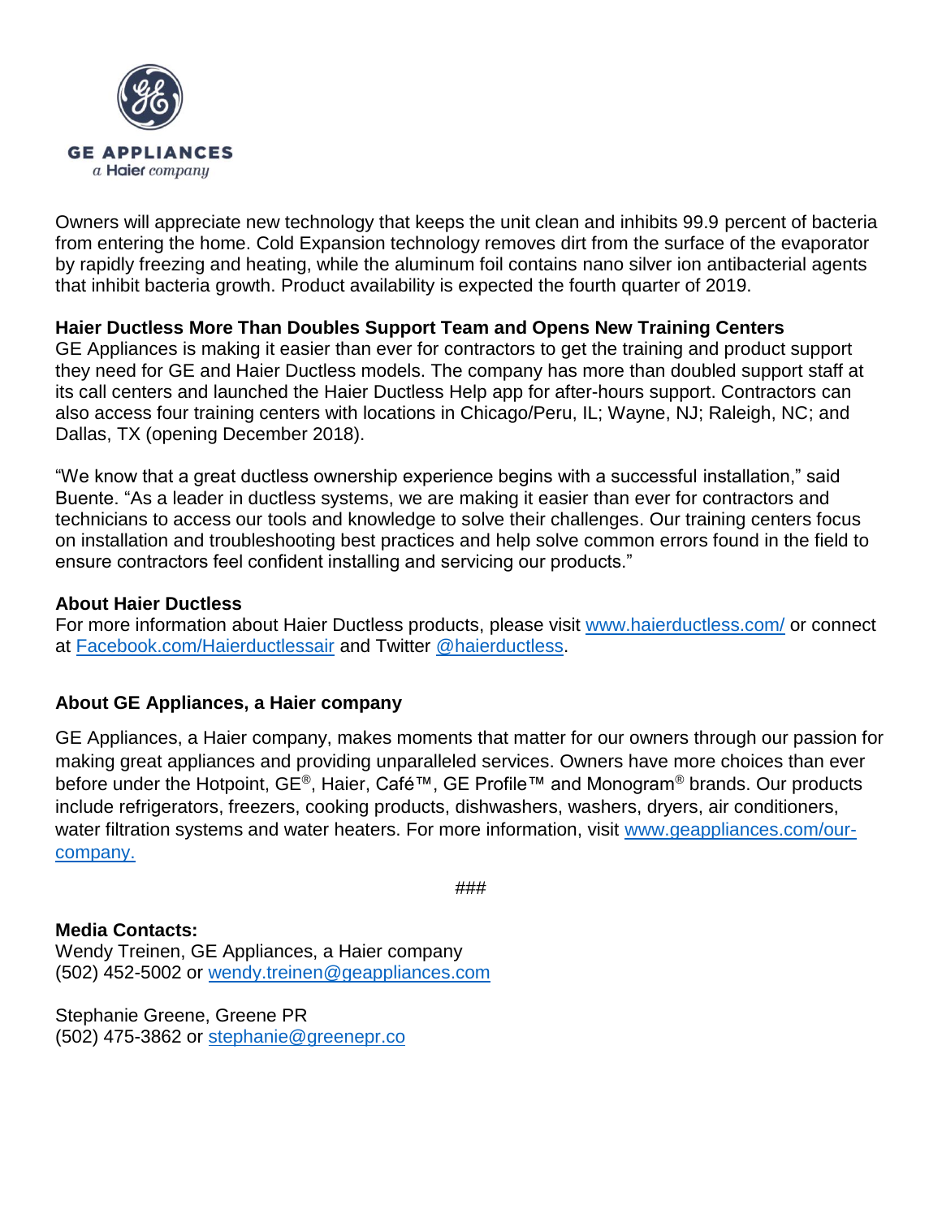Owners will appreciate new technology that keeps the unit clean and inhibits 99.9 percent of bacteria from entering the home. Cold Expansion technology removes dirt from the surface of the evaporator by rapidly freezing and heating, while the aluminum foil contains nano silver ion antibacterial agents that inhibit bacteria growth. Product availability is expected the fourth quarter of 2019.

**Haier Ductless More Than Doubles Support Team and Opens New Training Centers**

GE Appliances is making it easier than ever for contractors to get the training and product support they need for GE and Haier Ductless models. The company has more than doubled support staff at its call centers and launched the Haier Ductless Help app for after-hours support. Contractors can also access four training centers with locations in Chicago/Peru, IL; Wayne, NJ; Raleigh, NC; and Dallas, TX (opening December 2018).

"We know that a great ductless ownership experience begins with a successful installation," said Buente. "As a leader in ductless systems, we are making it easier than ever for contractors and technicians to access our tools and knowledge to solve their challenges. Our training centers focus on installation and troubleshooting best practices and help solve common errors found in the field to ensure contractors feel confident installing and servicing our products."

**About Haier Ductless**

For more information about Haier Ductless products, please visit [www.haierductless.com/](www.haierductless.com/) or connect at [Facebook.com/Haierductlessair](Facebook.com/Haierductlessair) and Twitter [@haierductless](@haierductless).

**About GE Appliances, a Haier company**

GE Appliances, a Haier company, makes moments that matter for our owners through our passion for making great appliances and providing unparalleled services. Owners have more choices than ever before under the Hotpoint, GE®, Haier, Café™, GE Profile™ and Monogram® brands. Our products include refrigerators, freezers, cooking products, dishwashers, washers, dryers, air conditioners, water filtration systems and water heaters. For more information, visit [www.geappliances.com/our-company.](www.geappliances.com/our-company)

###

**Media Contacts:**

Wendy Treinen, GE Appliances, a Haier company
(502) 452-5002 or wendy.treinen@geappliances.com

Stephanie Greene, Greene PR
(502) 475-3862 or stephanie@greenepr.co